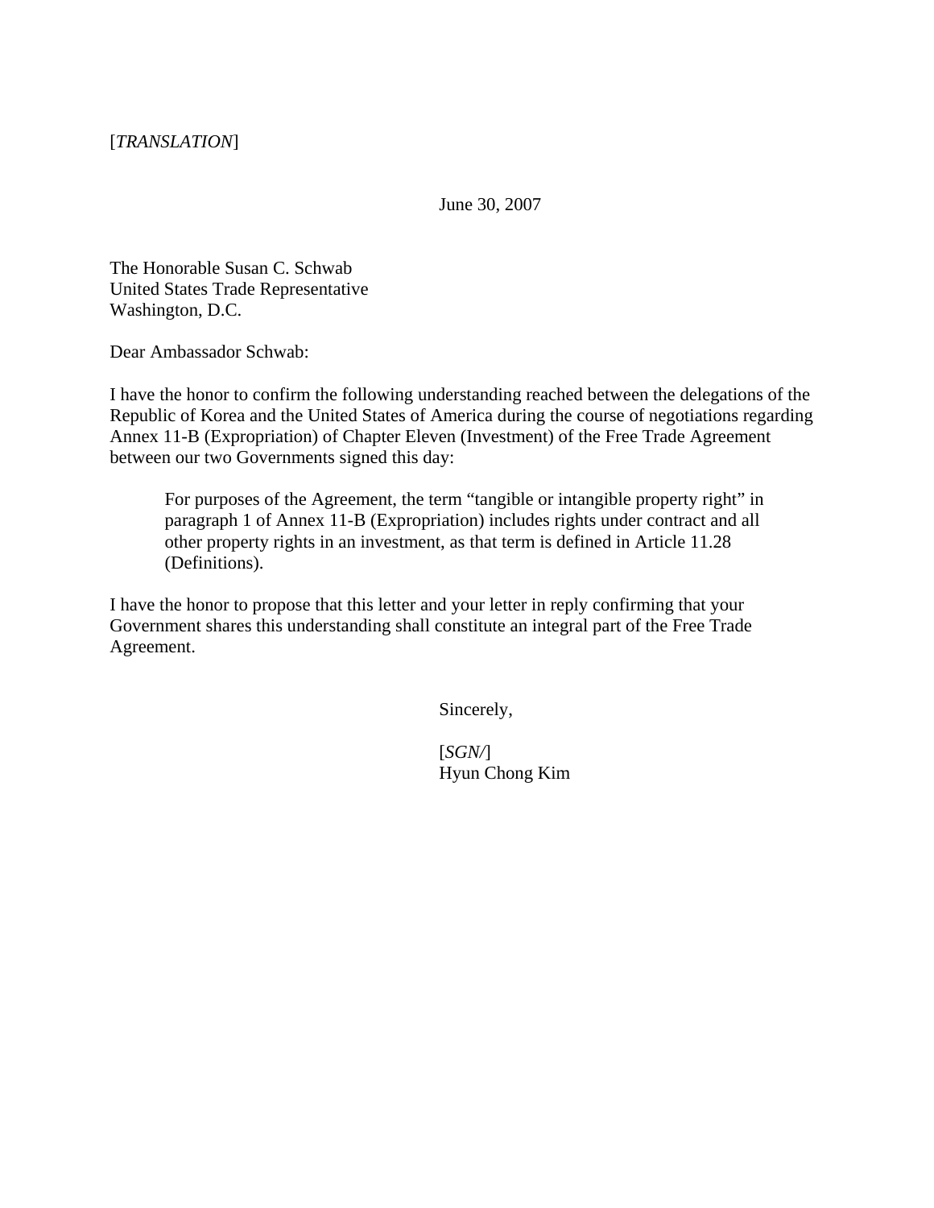[*TRANSLATION*]

June 30, 2007

The Honorable Susan C. Schwab
United States Trade Representative
Washington, D.C.

Dear Ambassador Schwab:

I have the honor to confirm the following understanding reached between the delegations of the Republic of Korea and the United States of America during the course of negotiations regarding Annex 11-B (Expropriation) of Chapter Eleven (Investment) of the Free Trade Agreement between our two Governments signed this day:

> For purposes of the Agreement, the term "tangible or intangible property right" in paragraph 1 of Annex 11-B (Expropriation) includes rights under contract and all other property rights in an investment, as that term is defined in Article 11.28 (Definitions).

I have the honor to propose that this letter and your letter in reply confirming that your Government shares this understanding shall constitute an integral part of the Free Trade Agreement.

Sincerely,

[*SGN/*]
Hyun Chong Kim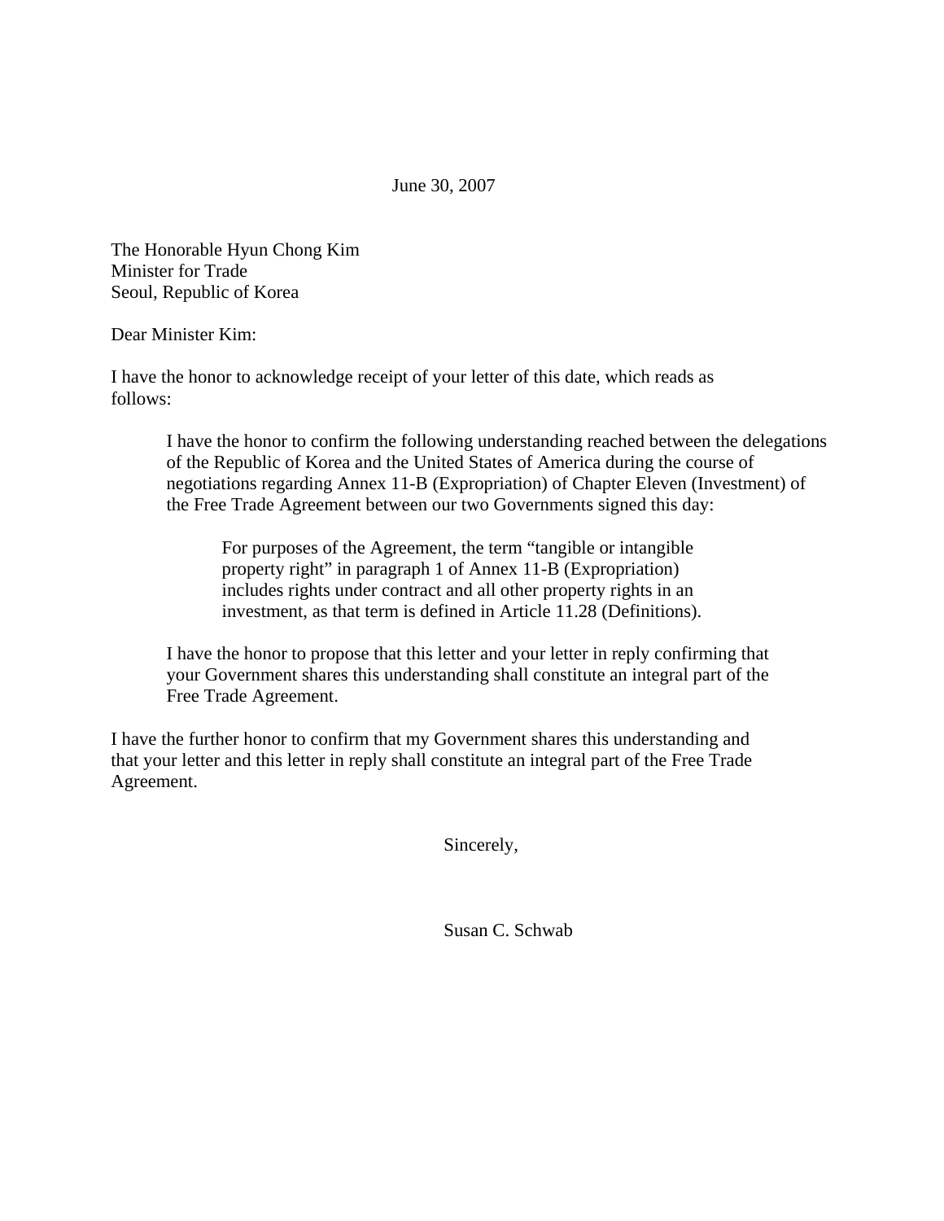June 30, 2007

The Honorable Hyun Chong Kim
Minister for Trade
Seoul, Republic of Korea

Dear Minister Kim:

I have the honor to acknowledge receipt of your letter of this date, which reads as follows:

> I have the honor to confirm the following understanding reached between the delegations of the Republic of Korea and the United States of America during the course of negotiations regarding Annex 11-B (Expropriation) of Chapter Eleven (Investment) of the Free Trade Agreement between our two Governments signed this day:
>
> > For purposes of the Agreement, the term "tangible or intangible property right" in paragraph 1 of Annex 11-B (Expropriation) includes rights under contract and all other property rights in an investment, as that term is defined in Article 11.28 (Definitions).
>
> I have the honor to propose that this letter and your letter in reply confirming that your Government shares this understanding shall constitute an integral part of the Free Trade Agreement.

I have the further honor to confirm that my Government shares this understanding and that your letter and this letter in reply shall constitute an integral part of the Free Trade Agreement.

Sincerely,

Susan C. Schwab